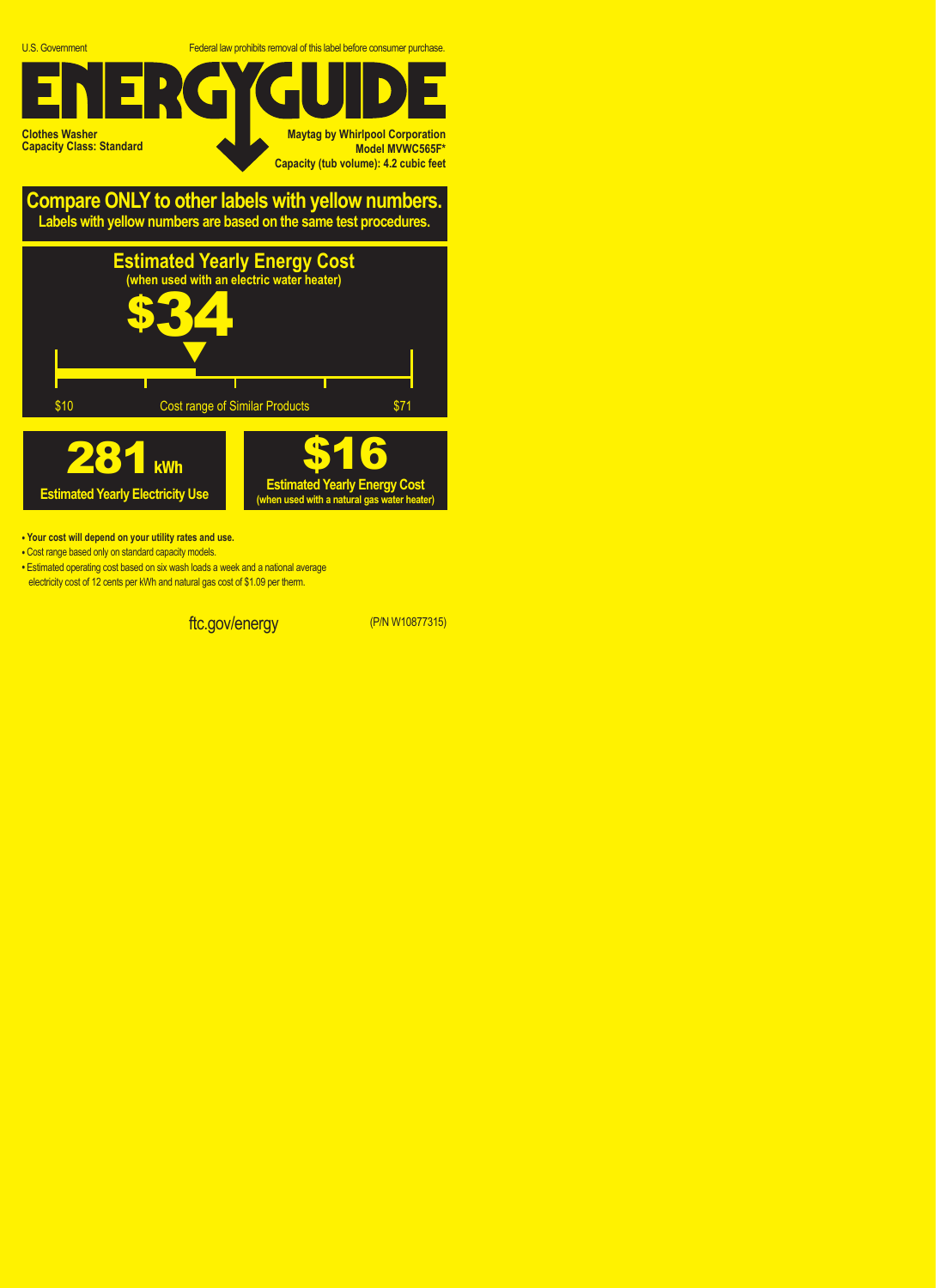U.S. Government

Federal law prohibits removal of this label before consumer purchase.

# ENERGYGUIDE

**Clothes Washer**
**Capacity Class: Standard**

**Maytag by Whirlpool Corporation**
**Model MVWC565F***
**Capacity (tub volume): 4.2 cubic feet**

## Compare ONLY to other labels with yellow numbers.

**Labels with yellow numbers are based on the same test procedures.**

## Estimated Yearly Energy Cost

**(when used with an electric water heater)**

# $34

$10 — Cost range of Similar Products — $71

**281 kWh**

**Estimated Yearly Electricity Use**

**$16**

**Estimated Yearly Energy Cost**
**(when used with a natural gas water heater)**

- **Your cost will depend on your utility rates and use.**
- Cost range based only on standard capacity models.
- Estimated operating cost based on six wash loads a week and a national average electricity cost of 12 cents per kWh and natural gas cost of $1.09 per therm.

ftc.gov/energy

(P/N W10877315)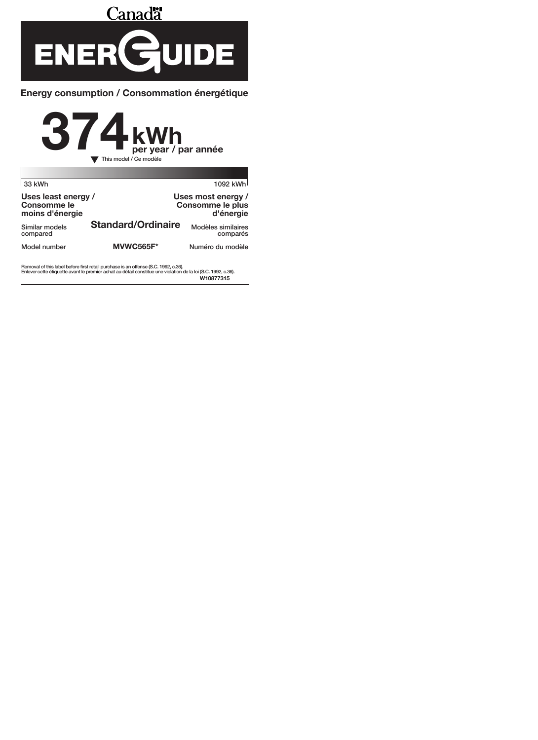Canada

# ENERGUIDE

**Energy consumption / Consommation énergétique**

# 374 kWh

**per year / par année**

This model / Ce modèle

33 kWh

1092 kWh

**Uses least energy / Consomme le moins d'énergie**

**Uses most energy / Consomme le plus d'énergie**

Similar models compared **Standard/Ordinaire** Modèles similaires comparés

Model number **MVWC565F*** Numéro du modèle

Removal of this label before first retail purchase is an offense (S.C. 1992, c.36).
Enlever cette étiquette avant le premier achat au détail constitue une violation de la loi (S.C. 1992, c.36).

**W10877315**